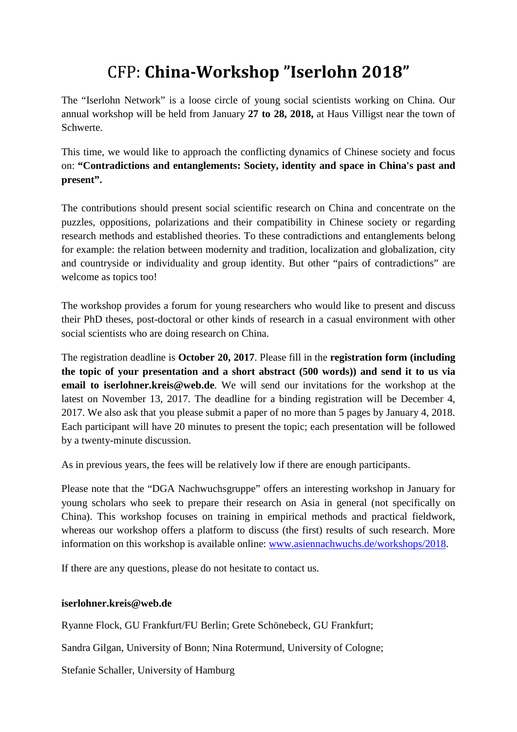# CFP: **China-Workshop "Iserlohn 2018"**

The "Iserlohn Network" is a loose circle of young social scientists working on China. Our annual workshop will be held from January **27 to 28, 2018,** at Haus Villigst near the town of Schwerte.

This time, we would like to approach the conflicting dynamics of Chinese society and focus on: **"Contradictions and entanglements: Society, identity and space in China's past and present".**

The contributions should present social scientific research on China and concentrate on the puzzles, oppositions, polarizations and their compatibility in Chinese society or regarding research methods and established theories. To these contradictions and entanglements belong for example: the relation between modernity and tradition, localization and globalization, city and countryside or individuality and group identity. But other "pairs of contradictions" are welcome as topics too!

The workshop provides a forum for young researchers who would like to present and discuss their PhD theses, post-doctoral or other kinds of research in a casual environment with other social scientists who are doing research on China.

The registration deadline is **October 20, 2017**. Please fill in the **registration form (including the topic of your presentation and a short abstract (500 words)) and send it to us via email to iserlohner.kreis@web.de**. We will send our invitations for the workshop at the latest on November 13, 2017. The deadline for a binding registration will be December 4, 2017. We also ask that you please submit a paper of no more than 5 pages by January 4, 2018. Each participant will have 20 minutes to present the topic; each presentation will be followed by a twenty-minute discussion.

As in previous years, the fees will be relatively low if there are enough participants.

Please note that the "DGA Nachwuchsgruppe" offers an interesting workshop in January for young scholars who seek to prepare their research on Asia in general (not specifically on China). This workshop focuses on training in empirical methods and practical fieldwork, whereas our workshop offers a platform to discuss (the first) results of such research. More information on this workshop is available online: [www.asiennachwuchs.de/workshops/2018](www.asiennachwuchs.de/workshops/2018).

If there are any questions, please do not hesitate to contact us.

**iserlohner.kreis@web.de**

Ryanne Flock, GU Frankfurt/FU Berlin; Grete Schönebeck, GU Frankfurt;

Sandra Gilgan, University of Bonn; Nina Rotermund, University of Cologne;

Stefanie Schaller, University of Hamburg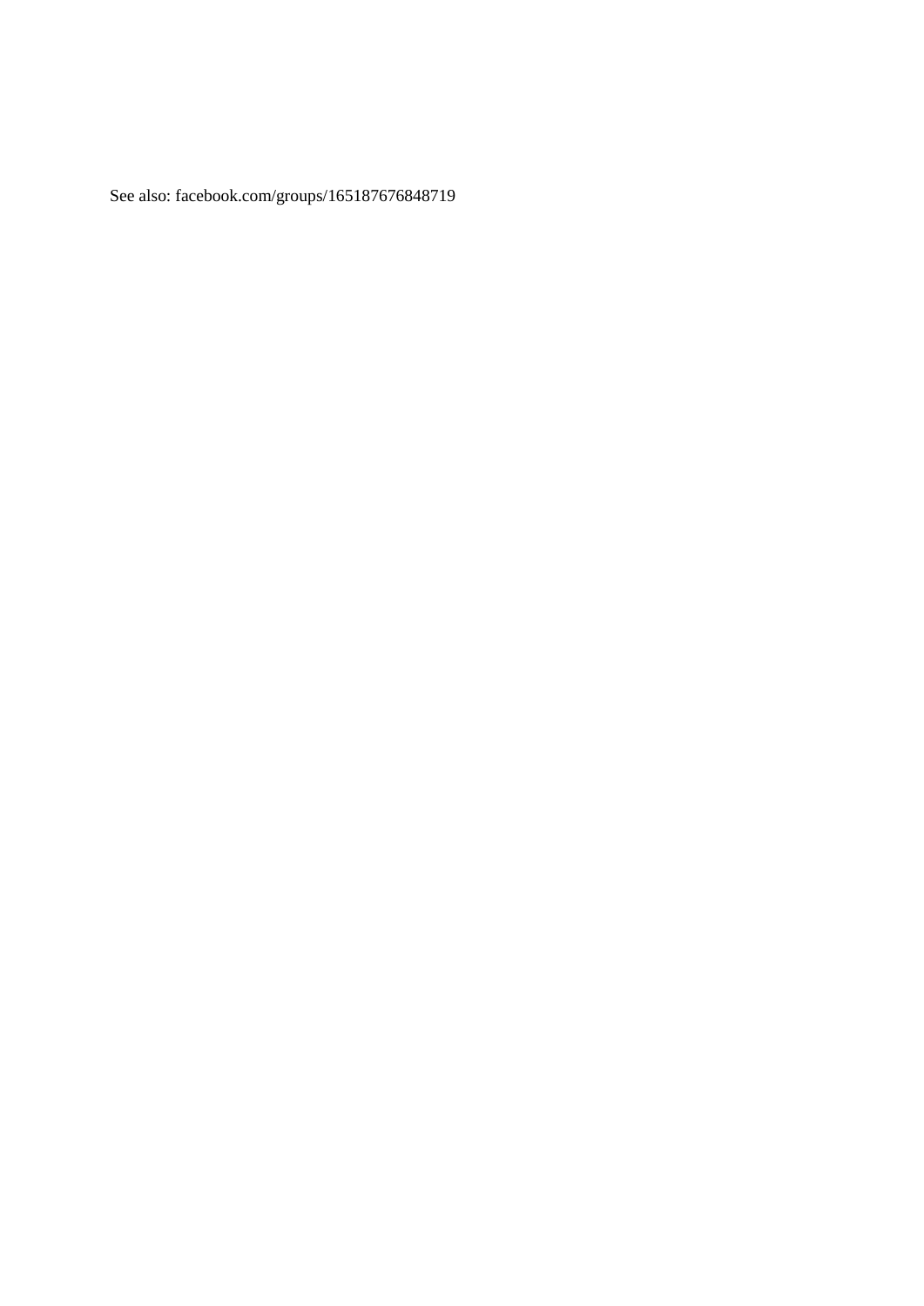See also: facebook.com/groups/165187676848719